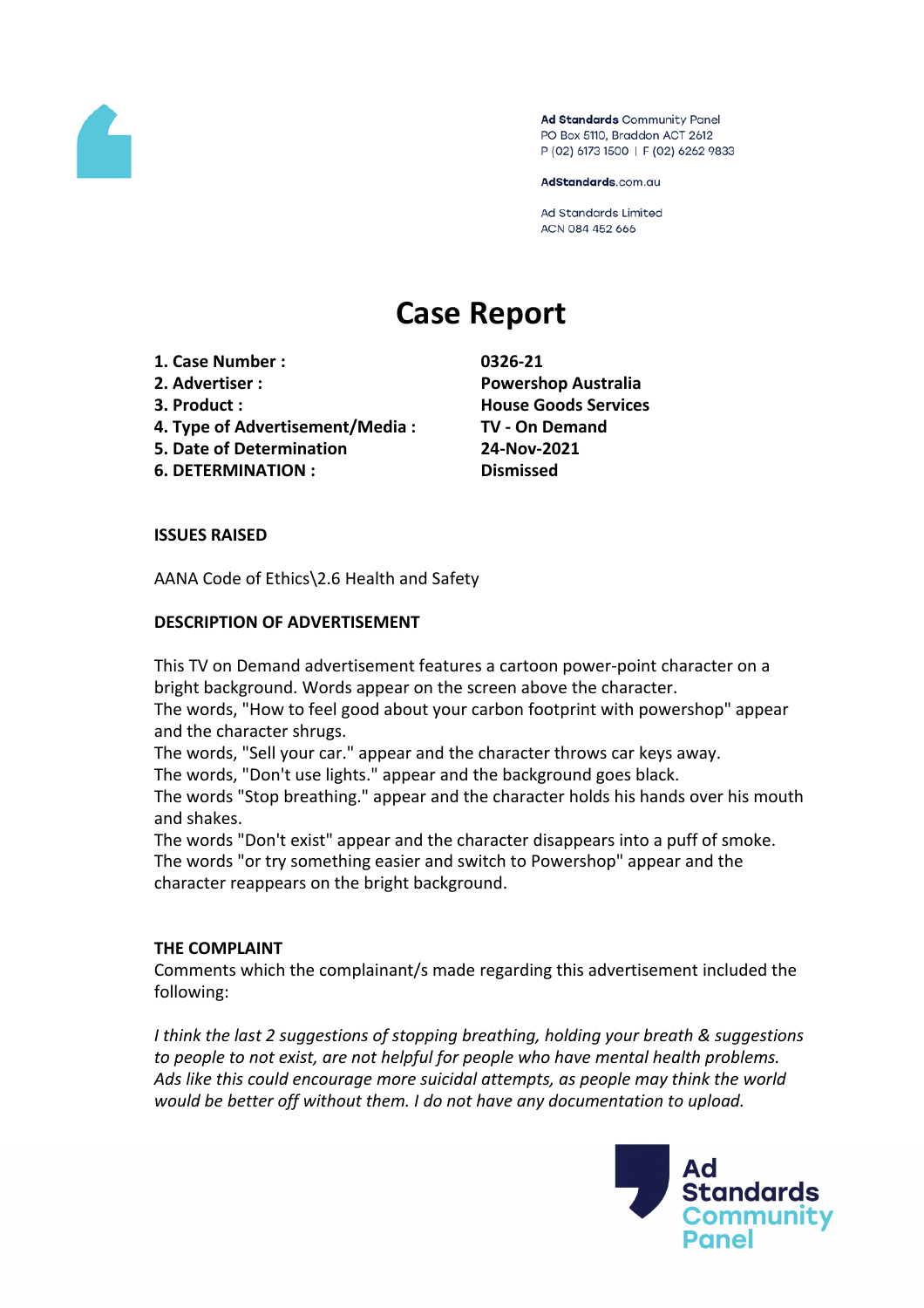Ad Standards Community Panel
PO Box 5110, Braddon ACT 2612
P (02) 6173 1500 | F (02) 6262 9833

AdStandards.com.au

Ad Standards Limited
ACN 084 452 666

# Case Report

| | |
|---|---|
| **1. Case Number :** | **0326-21** |
| **2. Advertiser :** | **Powershop Australia** |
| **3. Product :** | **House Goods Services** |
| **4. Type of Advertisement/Media :** | **TV - On Demand** |
| **5. Date of Determination** | **24-Nov-2021** |
| **6. DETERMINATION :** | **Dismissed** |

**ISSUES RAISED**

AANA Code of Ethics\2.6 Health and Safety

**DESCRIPTION OF ADVERTISEMENT**

This TV on Demand advertisement features a cartoon power-point character on a bright background. Words appear on the screen above the character.
The words, "How to feel good about your carbon footprint with powershop" appear and the character shrugs.
The words, "Sell your car." appear and the character throws car keys away.
The words, "Don't use lights." appear and the background goes black.
The words "Stop breathing." appear and the character holds his hands over his mouth and shakes.
The words "Don't exist" appear and the character disappears into a puff of smoke.
The words "or try something easier and switch to Powershop" appear and the character reappears on the bright background.

**THE COMPLAINT**

Comments which the complainant/s made regarding this advertisement included the following:

*I think the last 2 suggestions of stopping breathing, holding your breath & suggestions to people to not exist, are not helpful for people who have mental health problems. Ads like this could encourage more suicidal attempts, as people may think the world would be better off without them. I do not have any documentation to upload.*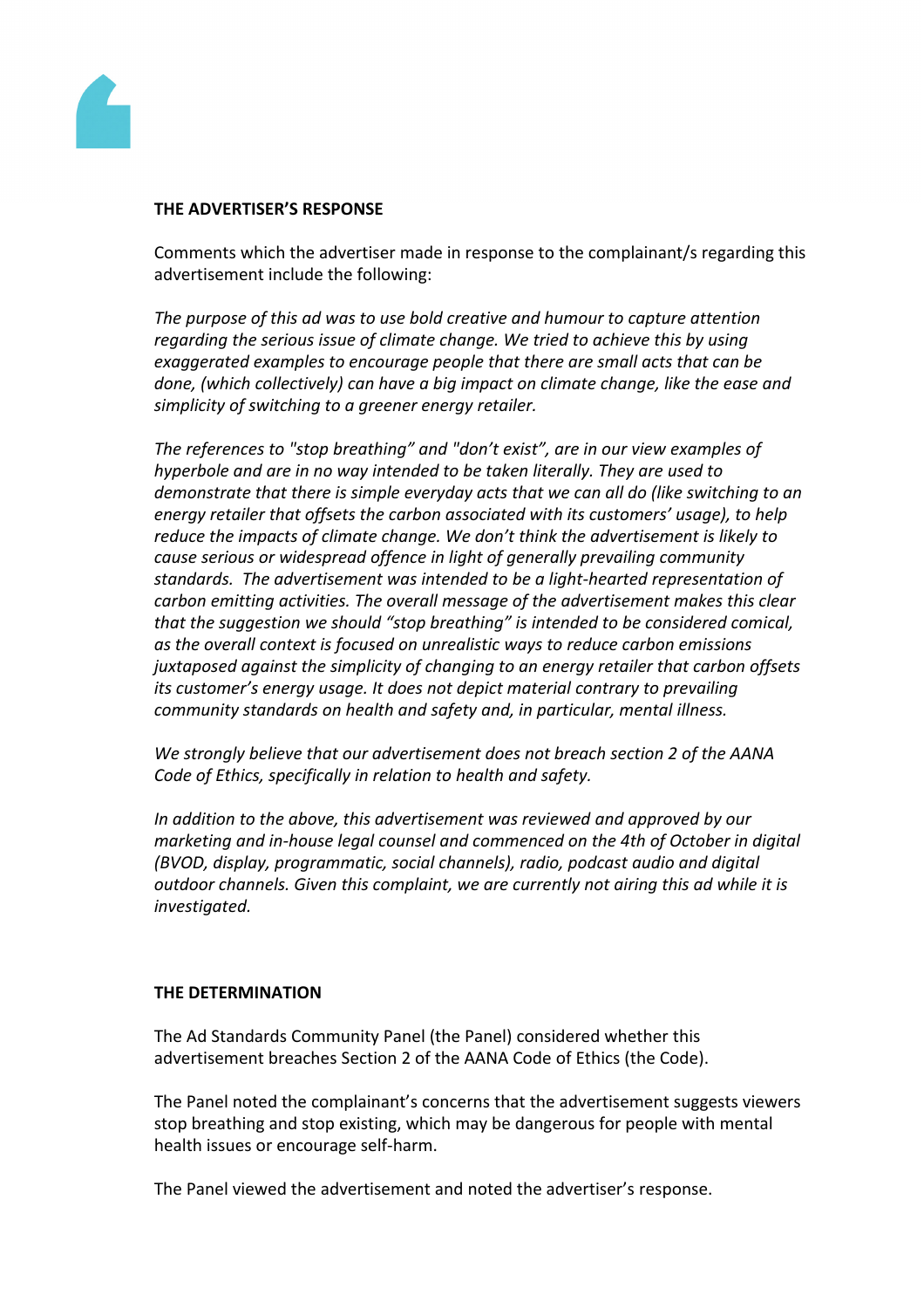**THE ADVERTISER'S RESPONSE**

Comments which the advertiser made in response to the complainant/s regarding this advertisement include the following:

*The purpose of this ad was to use bold creative and humour to capture attention regarding the serious issue of climate change. We tried to achieve this by using exaggerated examples to encourage people that there are small acts that can be done, (which collectively) can have a big impact on climate change, like the ease and simplicity of switching to a greener energy retailer.*

*The references to "stop breathing" and "don't exist", are in our view examples of hyperbole and are in no way intended to be taken literally. They are used to demonstrate that there is simple everyday acts that we can all do (like switching to an energy retailer that offsets the carbon associated with its customers' usage), to help reduce the impacts of climate change. We don't think the advertisement is likely to cause serious or widespread offence in light of generally prevailing community standards. The advertisement was intended to be a light-hearted representation of carbon emitting activities. The overall message of the advertisement makes this clear that the suggestion we should "stop breathing" is intended to be considered comical, as the overall context is focused on unrealistic ways to reduce carbon emissions juxtaposed against the simplicity of changing to an energy retailer that carbon offsets its customer's energy usage. It does not depict material contrary to prevailing community standards on health and safety and, in particular, mental illness.*

*We strongly believe that our advertisement does not breach section 2 of the AANA Code of Ethics, specifically in relation to health and safety.*

*In addition to the above, this advertisement was reviewed and approved by our marketing and in-house legal counsel and commenced on the 4th of October in digital (BVOD, display, programmatic, social channels), radio, podcast audio and digital outdoor channels. Given this complaint, we are currently not airing this ad while it is investigated.*

**THE DETERMINATION**

The Ad Standards Community Panel (the Panel) considered whether this advertisement breaches Section 2 of the AANA Code of Ethics (the Code).

The Panel noted the complainant's concerns that the advertisement suggests viewers stop breathing and stop existing, which may be dangerous for people with mental health issues or encourage self-harm.

The Panel viewed the advertisement and noted the advertiser's response.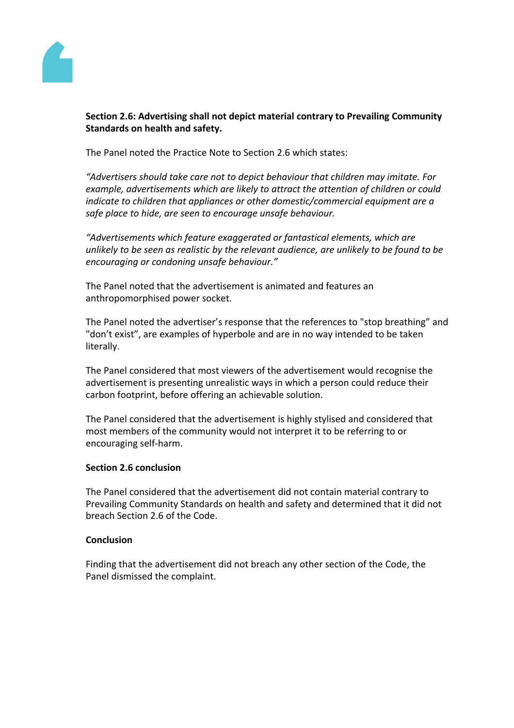**Section 2.6: Advertising shall not depict material contrary to Prevailing Community Standards on health and safety.**

The Panel noted the Practice Note to Section 2.6 which states:

*"Advertisers should take care not to depict behaviour that children may imitate. For example, advertisements which are likely to attract the attention of children or could indicate to children that appliances or other domestic/commercial equipment are a safe place to hide, are seen to encourage unsafe behaviour.*

*"Advertisements which feature exaggerated or fantastical elements, which are unlikely to be seen as realistic by the relevant audience, are unlikely to be found to be encouraging or condoning unsafe behaviour."*

The Panel noted that the advertisement is animated and features an anthropomorphised power socket.

The Panel noted the advertiser's response that the references to "stop breathing" and "don't exist", are examples of hyperbole and are in no way intended to be taken literally.

The Panel considered that most viewers of the advertisement would recognise the advertisement is presenting unrealistic ways in which a person could reduce their carbon footprint, before offering an achievable solution.

The Panel considered that the advertisement is highly stylised and considered that most members of the community would not interpret it to be referring to or encouraging self-harm.

**Section 2.6 conclusion**

The Panel considered that the advertisement did not contain material contrary to Prevailing Community Standards on health and safety and determined that it did not breach Section 2.6 of the Code.

**Conclusion**

Finding that the advertisement did not breach any other section of the Code, the Panel dismissed the complaint.